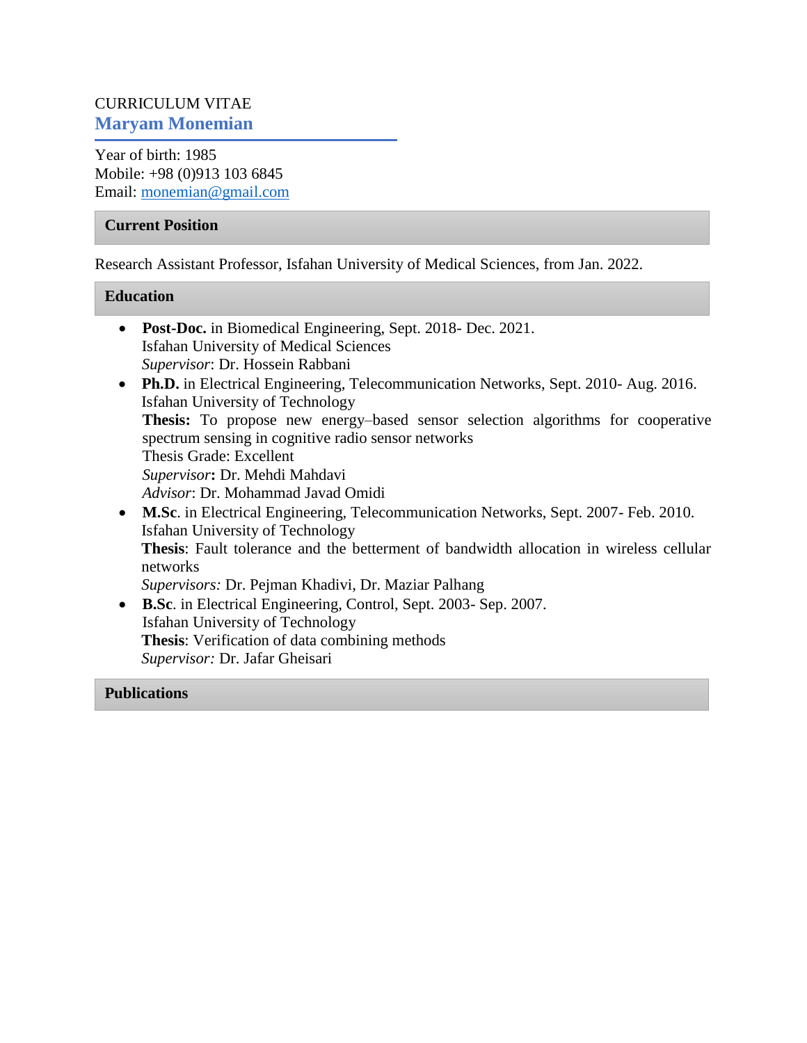CURRICULUM VITAE

# Maryam Monemian

Year of birth: 1985
Mobile: +98 (0)913 103 6845
Email: monemian@gmail.com

## Current Position

Research Assistant Professor, Isfahan University of Medical Sciences, from Jan. 2022.

## Education

- **Post-Doc.** in Biomedical Engineering, Sept. 2018- Dec. 2021.
  Isfahan University of Medical Sciences
  *Supervisor*: Dr. Hossein Rabbani
- **Ph.D.** in Electrical Engineering, Telecommunication Networks, Sept. 2010- Aug. 2016.
  Isfahan University of Technology
  **Thesis:** To propose new energy–based sensor selection algorithms for cooperative spectrum sensing in cognitive radio sensor networks
  Thesis Grade: Excellent
  *Supervisor***:** Dr. Mehdi Mahdavi
  *Advisor*: Dr. Mohammad Javad Omidi
- **M.Sc**. in Electrical Engineering, Telecommunication Networks, Sept. 2007- Feb. 2010.
  Isfahan University of Technology
  **Thesis**: Fault tolerance and the betterment of bandwidth allocation in wireless cellular networks
  *Supervisors:* Dr. Pejman Khadivi, Dr. Maziar Palhang
- **B.Sc**. in Electrical Engineering, Control, Sept. 2003- Sep. 2007.
  Isfahan University of Technology
  **Thesis**: Verification of data combining methods
  *Supervisor:* Dr. Jafar Gheisari

## Publications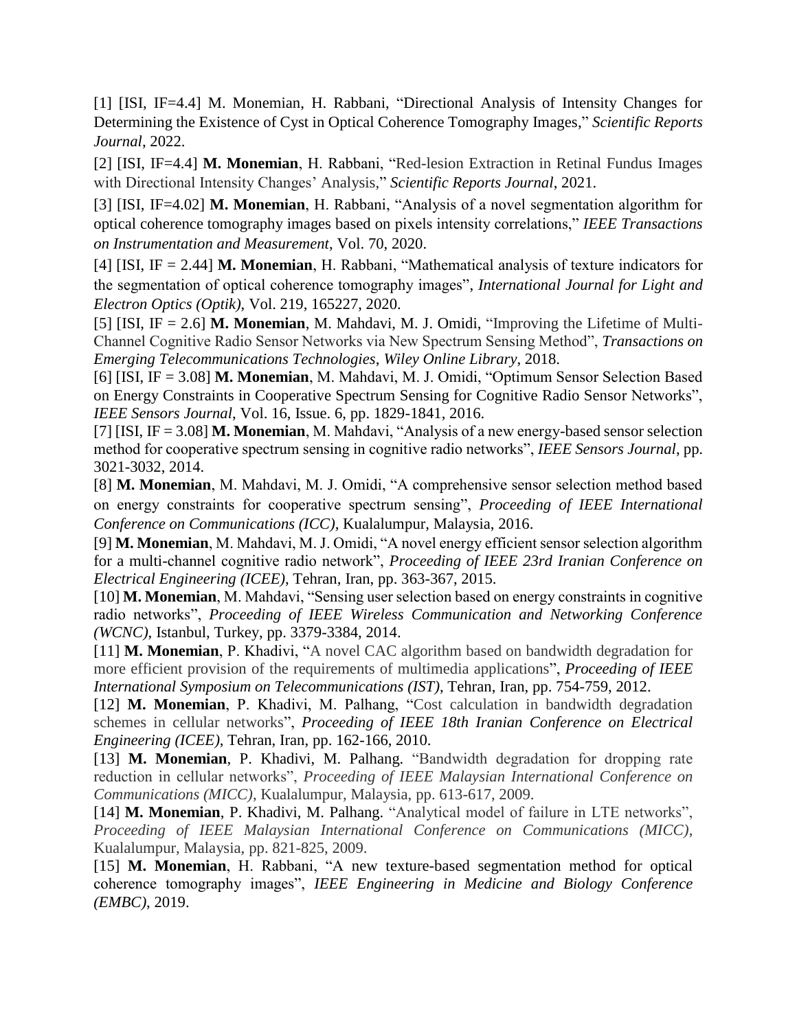[1] [ISI, IF=4.4] M. Monemian, H. Rabbani, "Directional Analysis of Intensity Changes for Determining the Existence of Cyst in Optical Coherence Tomography Images," *Scientific Reports Journal*, 2022.

[2] [ISI, IF=4.4] **M. Monemian**, H. Rabbani, "Red-lesion Extraction in Retinal Fundus Images with Directional Intensity Changes' Analysis," *Scientific Reports Journal*, 2021.

[3] [ISI, IF=4.02] **M. Monemian**, H. Rabbani, "Analysis of a novel segmentation algorithm for optical coherence tomography images based on pixels intensity correlations," *IEEE Transactions on Instrumentation and Measurement*, Vol. 70, 2020.

[4] [ISI, IF = 2.44] **M. Monemian**, H. Rabbani, "Mathematical analysis of texture indicators for the segmentation of optical coherence tomography images", *International Journal for Light and Electron Optics (Optik)*, Vol. 219, 165227, 2020.

[5] [ISI, IF = 2.6] **M. Monemian**, M. Mahdavi, M. J. Omidi, "Improving the Lifetime of Multi-Channel Cognitive Radio Sensor Networks via New Spectrum Sensing Method", *Transactions on Emerging Telecommunications Technologies*, *Wiley Online Library*, 2018.

[6] [ISI, IF = 3.08] **M. Monemian**, M. Mahdavi, M. J. Omidi, "Optimum Sensor Selection Based on Energy Constraints in Cooperative Spectrum Sensing for Cognitive Radio Sensor Networks", *IEEE Sensors Journal*, Vol. 16, Issue. 6, pp. 1829-1841, 2016.

[7] [ISI, IF = 3.08] **M. Monemian**, M. Mahdavi, "Analysis of a new energy-based sensor selection method for cooperative spectrum sensing in cognitive radio networks", *IEEE Sensors Journal*, pp. 3021-3032, 2014.

[8] **M. Monemian**, M. Mahdavi, M. J. Omidi, "A comprehensive sensor selection method based on energy constraints for cooperative spectrum sensing", *Proceeding of IEEE International Conference on Communications (ICC)*, Kualalumpur, Malaysia, 2016.

[9] **M. Monemian**, M. Mahdavi, M. J. Omidi, "A novel energy efficient sensor selection algorithm for a multi-channel cognitive radio network", *Proceeding of IEEE 23rd Iranian Conference on Electrical Engineering (ICEE)*, Tehran, Iran, pp. 363-367, 2015.

[10] **M. Monemian**, M. Mahdavi, "Sensing user selection based on energy constraints in cognitive radio networks", *Proceeding of IEEE Wireless Communication and Networking Conference (WCNC)*, Istanbul, Turkey, pp. 3379-3384, 2014.

[11] **M. Monemian**, P. Khadivi, "A novel CAC algorithm based on bandwidth degradation for more efficient provision of the requirements of multimedia applications", *Proceeding of IEEE International Symposium on Telecommunications (IST)*, Tehran, Iran, pp. 754-759, 2012.

[12] **M. Monemian**, P. Khadivi, M. Palhang, "Cost calculation in bandwidth degradation schemes in cellular networks", *Proceeding of IEEE 18th Iranian Conference on Electrical Engineering (ICEE)*, Tehran, Iran, pp. 162-166, 2010.

[13] **M. Monemian**, P. Khadivi, M. Palhang. "Bandwidth degradation for dropping rate reduction in cellular networks", *Proceeding of IEEE Malaysian International Conference on Communications (MICC)*, Kualalumpur, Malaysia, pp. 613-617, 2009.

[14] **M. Monemian**, P. Khadivi, M. Palhang. "Analytical model of failure in LTE networks", *Proceeding of IEEE Malaysian International Conference on Communications (MICC)*, Kualalumpur, Malaysia, pp. 821-825, 2009.

[15] **M. Monemian**, H. Rabbani, "A new texture-based segmentation method for optical coherence tomography images", *IEEE Engineering in Medicine and Biology Conference (EMBC)*, 2019.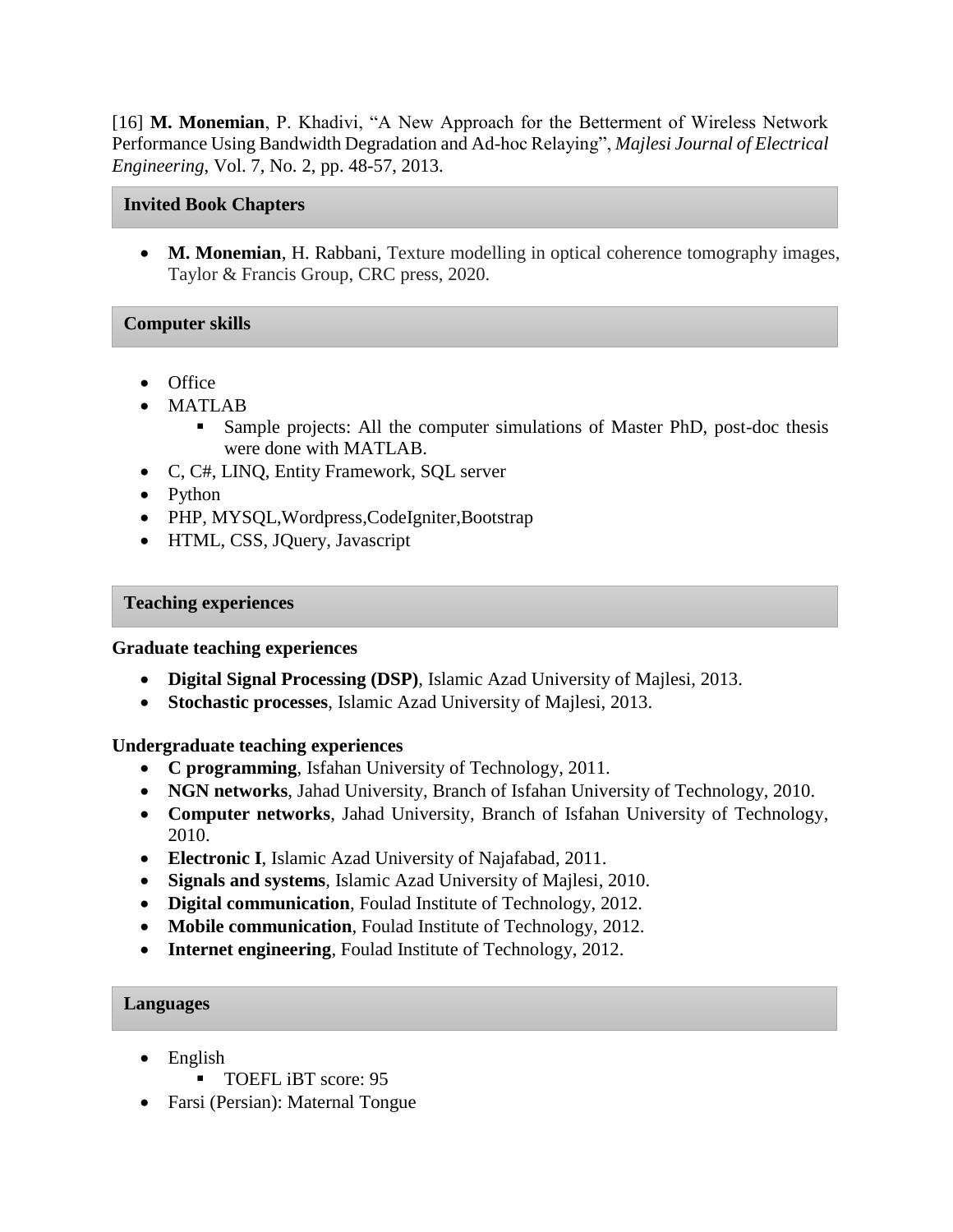[16] **M. Monemian**, P. Khadivi, "A New Approach for the Betterment of Wireless Network Performance Using Bandwidth Degradation and Ad-hoc Relaying", *Majlesi Journal of Electrical Engineering*, Vol. 7, No. 2, pp. 48-57, 2013.

## Invited Book Chapters

- **M. Monemian**, H. Rabbani, Texture modelling in optical coherence tomography images, Taylor & Francis Group, CRC press, 2020.

## Computer skills

- Office
- MATLAB
  - Sample projects: All the computer simulations of Master PhD, post-doc thesis were done with MATLAB.
- C, C#, LINQ, Entity Framework, SQL server
- Python
- PHP, MYSQL,Wordpress,CodeIgniter,Bootstrap
- HTML, CSS, JQuery, Javascript

## Teaching experiences

### Graduate teaching experiences

- **Digital Signal Processing (DSP)**, Islamic Azad University of Majlesi, 2013.
- **Stochastic processes**, Islamic Azad University of Majlesi, 2013.

### Undergraduate teaching experiences

- **C programming**, Isfahan University of Technology, 2011.
- **NGN networks**, Jahad University, Branch of Isfahan University of Technology, 2010.
- **Computer networks**, Jahad University, Branch of Isfahan University of Technology, 2010.
- **Electronic I**, Islamic Azad University of Najafabad, 2011.
- **Signals and systems**, Islamic Azad University of Majlesi, 2010.
- **Digital communication**, Foulad Institute of Technology, 2012.
- **Mobile communication**, Foulad Institute of Technology, 2012.
- **Internet engineering**, Foulad Institute of Technology, 2012.

## Languages

- English
  - TOEFL iBT score: 95
- Farsi (Persian): Maternal Tongue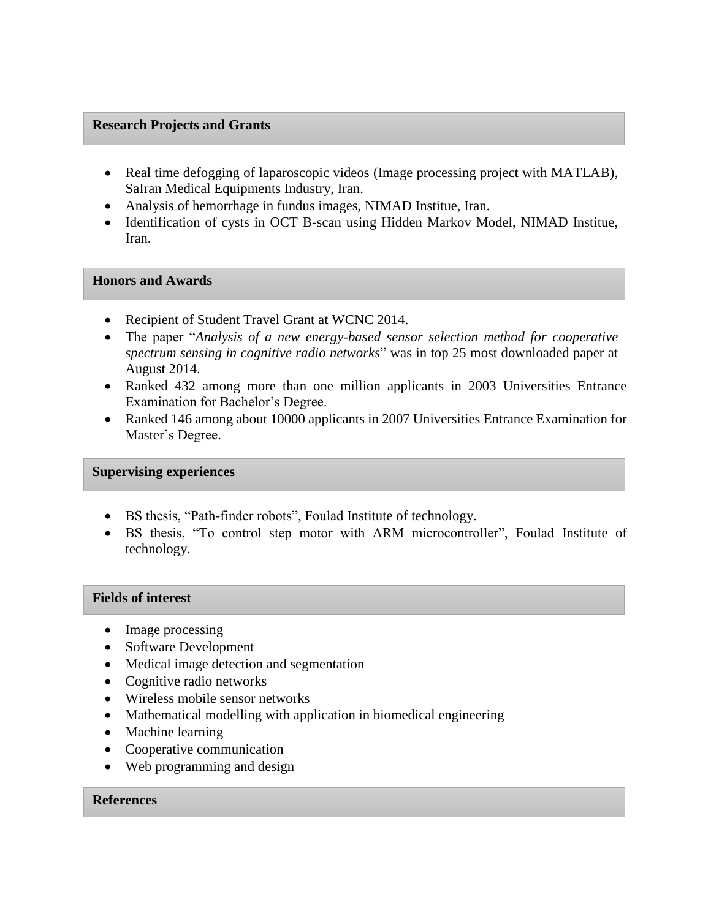## Research Projects and Grants

- Real time defogging of laparoscopic videos (Image processing project with MATLAB), SaIran Medical Equipments Industry, Iran.
- Analysis of hemorrhage in fundus images, NIMAD Institue, Iran.
- Identification of cysts in OCT B-scan using Hidden Markov Model, NIMAD Institue, Iran.

## Honors and Awards

- Recipient of Student Travel Grant at WCNC 2014.
- The paper "*Analysis of a new energy-based sensor selection method for cooperative spectrum sensing in cognitive radio networks*" was in top 25 most downloaded paper at August 2014.
- Ranked 432 among more than one million applicants in 2003 Universities Entrance Examination for Bachelor's Degree.
- Ranked 146 among about 10000 applicants in 2007 Universities Entrance Examination for Master's Degree.

## Supervising experiences

- BS thesis, "Path-finder robots", Foulad Institute of technology.
- BS thesis, "To control step motor with ARM microcontroller", Foulad Institute of technology.

## Fields of interest

- Image processing
- Software Development
- Medical image detection and segmentation
- Cognitive radio networks
- Wireless mobile sensor networks
- Mathematical modelling with application in biomedical engineering
- Machine learning
- Cooperative communication
- Web programming and design

## References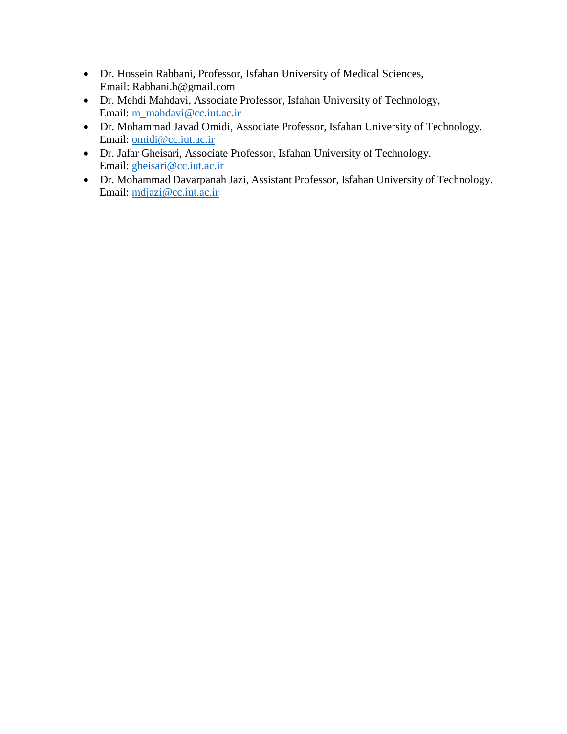- Dr. Hossein Rabbani, Professor, Isfahan University of Medical Sciences, Email: Rabbani.h@gmail.com
- Dr. Mehdi Mahdavi, Associate Professor, Isfahan University of Technology, Email: m_mahdavi@cc.iut.ac.ir
- Dr. Mohammad Javad Omidi, Associate Professor, Isfahan University of Technology. Email: omidi@cc.iut.ac.ir
- Dr. Jafar Gheisari, Associate Professor, Isfahan University of Technology. Email: gheisari@cc.iut.ac.ir
- Dr. Mohammad Davarpanah Jazi, Assistant Professor, Isfahan University of Technology. Email: mdjazi@cc.iut.ac.ir